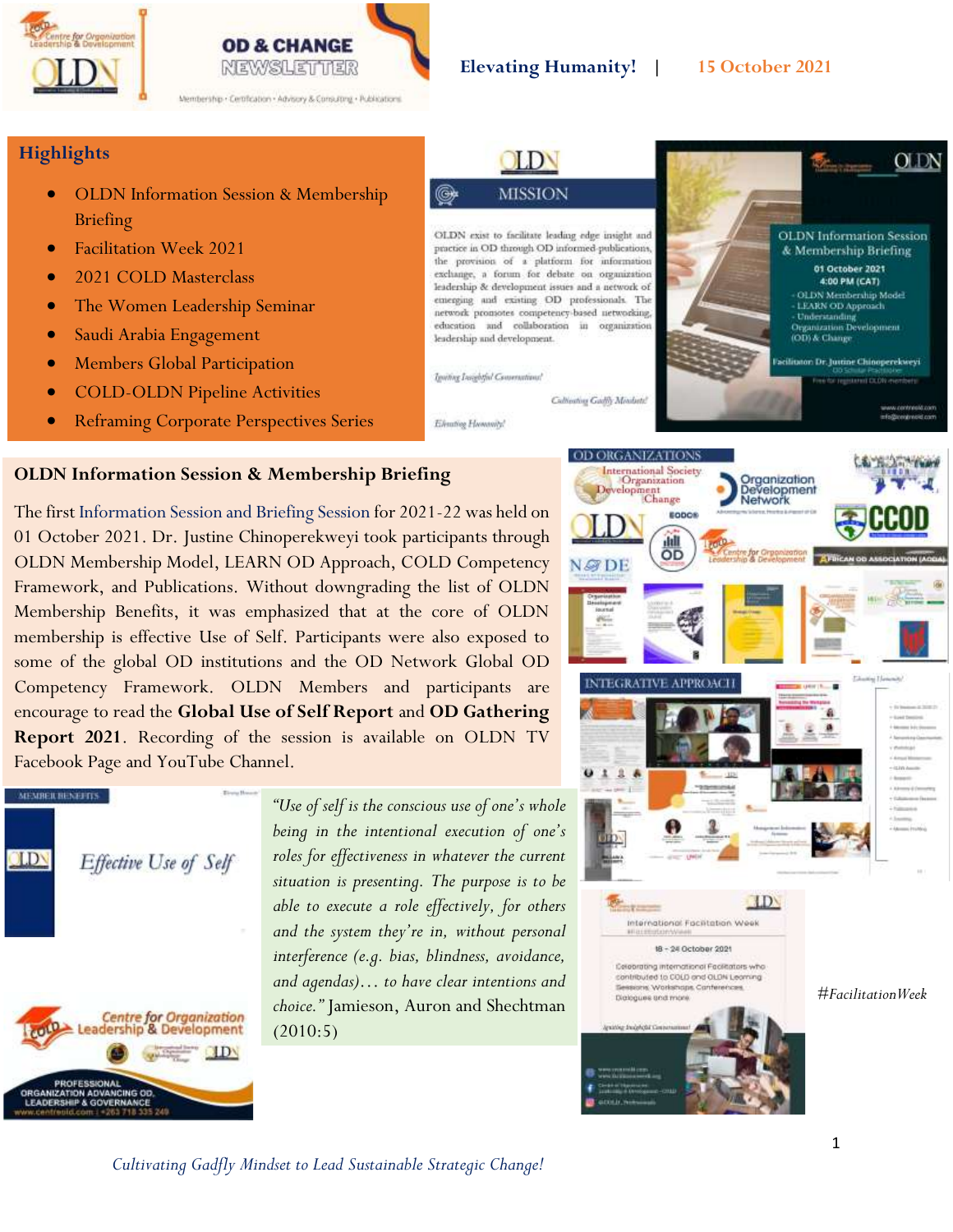# OD & CHANGE NEWSLETTER

**Elevating Humanity!** | **15 October 2021**

## Highlights

- OLDN Information Session & Membership Briefing
- Facilitation Week 2021
- 2021 COLD Masterclass
- The Women Leadership Seminar
- Saudi Arabia Engagement
- Members Global Participation
- COLD-OLDN Pipeline Activities
- Reframing Corporate Perspectives Series

### MISSION

OLDN exist to facilitate leading edge insight and practice in OD through OD informed-publications, the provision of a platform for information exchange, a forum for debate on organization leadership & development issues and a network of emerging and existing OD professionals. The network promotes competency-based networking, education and collaboration in organization leadership and development.

*Igniting Insightful Conversations!*

*Cultivating Gadfly Mindsets!*

*Elevating Humanity!*

## OLDN Information Session & Membership Briefing

The first Information Session and Briefing Session for 2021-22 was held on 01 October 2021. Dr. Justine Chinoperekweyi took participants through OLDN Membership Model, LEARN OD Approach, COLD Competency Framework, and Publications. Without downgrading the list of OLDN Membership Benefits, it was emphasized that at the core of OLDN membership is effective Use of Self. Participants were also exposed to some of the global OD institutions and the OD Network Global OD Competency Framework. OLDN Members and participants are encourage to read the **Global Use of Self Report** and **OD Gathering Report 2021**. Recording of the session is available on OLDN TV Facebook Page and YouTube Channel.

*"Use of self is the conscious use of one's whole being in the intentional execution of one's roles for effectiveness in whatever the current situation is presenting. The purpose is to be able to execute a role effectively, for others and the system they're in, without personal interference (e.g. bias, blindness, avoidance, and agendas)… to have clear intentions and choice."* Jamieson, Auron and Shechtman (2010:5)

*#FacilitationWeek*

*Cultivating Gadfly Mindset to Lead Sustainable Strategic Change!*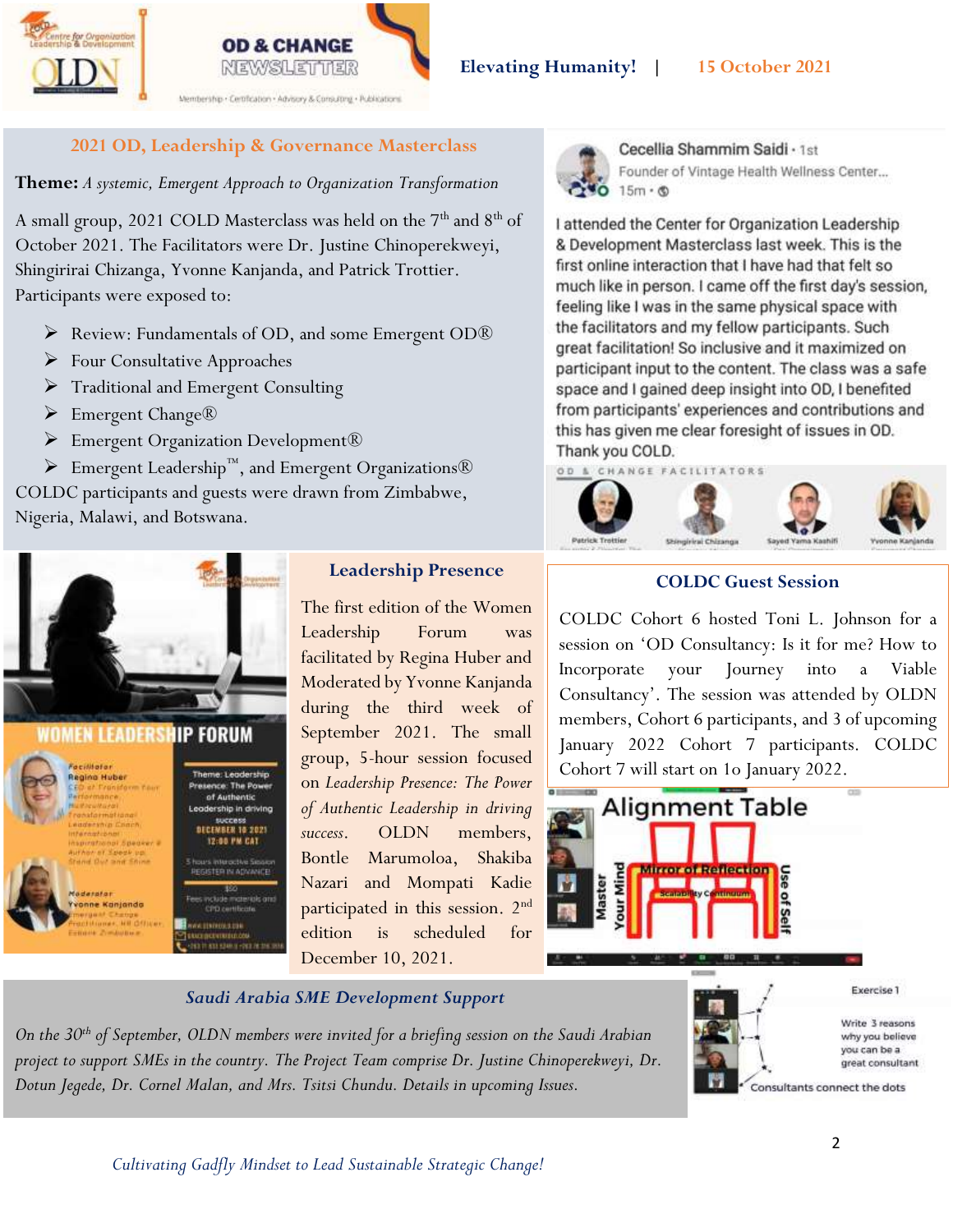## 2021 OD, Leadership & Governance Masterclass

**Theme:** *A systemic, Emergent Approach to Organization Transformation*

A small group, 2021 COLD Masterclass was held on the 7th and 8th of October 2021. The Facilitators were Dr. Justine Chinoperekweyi, Shingirirai Chizanga, Yvonne Kanjanda, and Patrick Trottier. Participants were exposed to:

- Review: Fundamentals of OD, and some Emergent OD®
- Four Consultative Approaches
- Traditional and Emergent Consulting
- Emergent Change®
- Emergent Organization Development®
- Emergent Leadership™, and Emergent Organizations®

COLDC participants and guests were drawn from Zimbabwe, Nigeria, Malawi, and Botswana.

Cecellia Shammim Saidi · 1st
Founder of Vintage Health Wellness Center...
15m

I attended the Center for Organization Leadership & Development Masterclass last week. This is the first online interaction that I have had that felt so much like in person. I came off the first day's session, feeling like I was in the same physical space with the facilitators and my fellow participants. Such great facilitation! So inclusive and it maximized on participant input to the content. The class was a safe space and I gained deep insight into OD, I benefited from participants' experiences and contributions and this has given me clear foresight of issues in OD. Thank you COLD.

## Leadership Presence

The first edition of the Women Leadership Forum was facilitated by Regina Huber and Moderated by Yvonne Kanjanda during the third week of September 2021. The small group, 5-hour session focused on *Leadership Presence: The Power of Authentic Leadership in driving success*. OLDN members, Bontle Marumoloa, Shakiba Nazari and Mompati Kadie participated in this session. 2nd edition is scheduled for December 10, 2021.

## COLDC Guest Session

COLDC Cohort 6 hosted Toni L. Johnson for a session on 'OD Consultancy: Is it for me? How to Incorporate your Journey into a Viable Consultancy'. The session was attended by OLDN members, Cohort 6 participants, and 3 of upcoming January 2022 Cohort 7 participants. COLDC Cohort 7 will start on 1o January 2022.

## *Saudi Arabia SME Development Support*

*On the 30th of September, OLDN members were invited for a briefing session on the Saudi Arabian project to support SMEs in the country. The Project Team comprise Dr. Justine Chinoperekweyi, Dr. Dotun Jegede, Dr. Cornel Malan, and Mrs. Tsitsi Chundu. Details in upcoming Issues.*

*Cultivating Gadfly Mindset to Lead Sustainable Strategic Change!*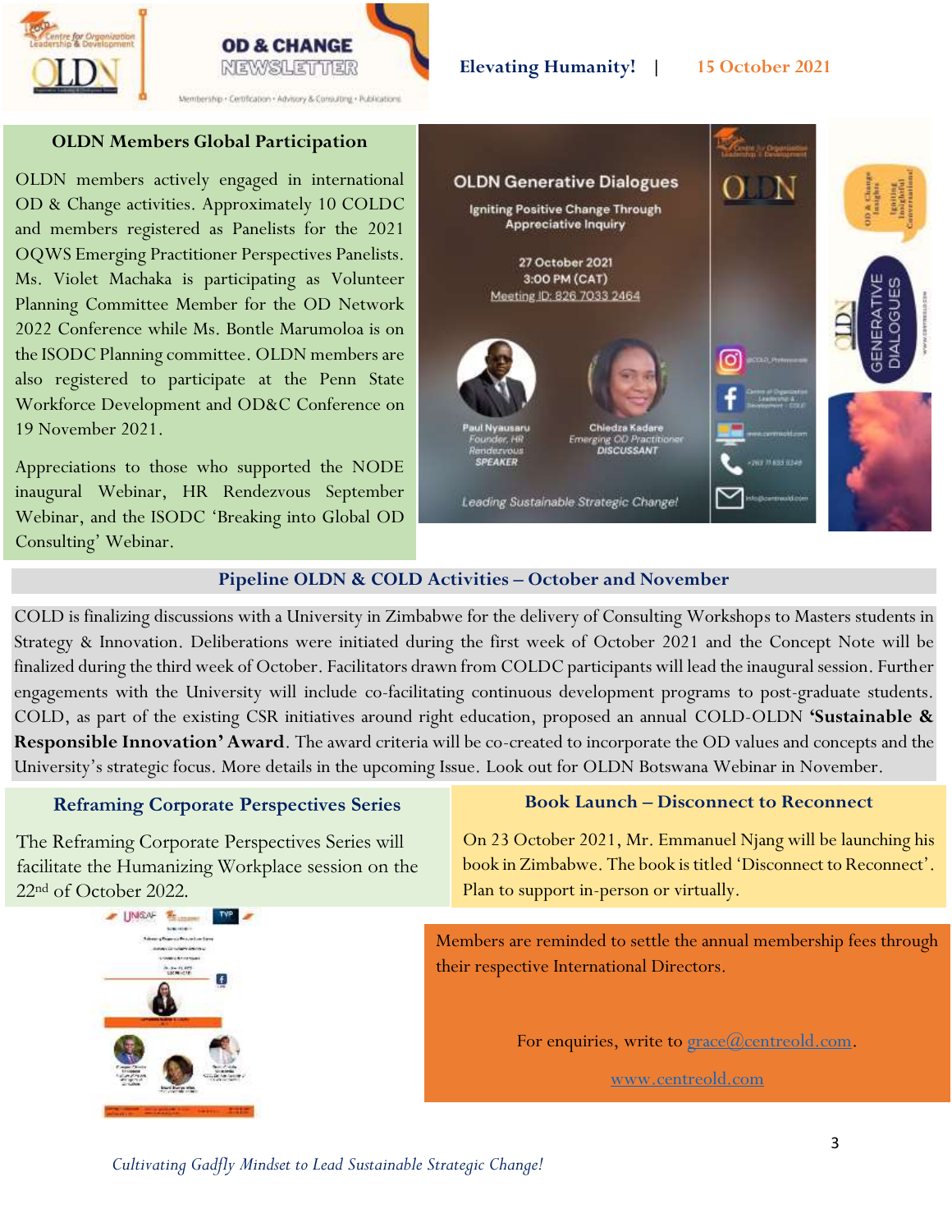OD & CHANGE NEWSLETTER

Membership • Certification • Advisory & Consulting • Publications

**Elevating Humanity!** | **15 October 2021**

## OLDN Members Global Participation

OLDN members actively engaged in international OD & Change activities. Approximately 10 COLDC and members registered as Panelists for the 2021 OQWS Emerging Practitioner Perspectives Panelists. Ms. Violet Machaka is participating as Volunteer Planning Committee Member for the OD Network 2022 Conference while Ms. Bontle Marumoloa is on the ISODC Planning committee. OLDN members are also registered to participate at the Penn State Workforce Development and OD&C Conference on 19 November 2021.

Appreciations to those who supported the NODE inaugural Webinar, HR Rendezvous September Webinar, and the ISODC 'Breaking into Global OD Consulting' Webinar.

**OLDN Generative Dialogues**

Igniting Positive Change Through Appreciative Inquiry

27 October 2021
3:00 PM (CAT)
Meeting ID: 826 7033 2464

Paul Nyausaru
Founder, HR Rendezvous
SPEAKER

Chiedza Kadare
Emerging OD Practitioner
DISCUSSANT

*Leading Sustainable Strategic Change!*

## Pipeline OLDN & COLD Activities – October and November

COLD is finalizing discussions with a University in Zimbabwe for the delivery of Consulting Workshops to Masters students in Strategy & Innovation. Deliberations were initiated during the first week of October 2021 and the Concept Note will be finalized during the third week of October. Facilitators drawn from COLDC participants will lead the inaugural session. Further engagements with the University will include co-facilitating continuous development programs to post-graduate students. COLD, as part of the existing CSR initiatives around right education, proposed an annual COLD-OLDN **'Sustainable & Responsible Innovation' Award**. The award criteria will be co-created to incorporate the OD values and concepts and the University's strategic focus. More details in the upcoming Issue. Look out for OLDN Botswana Webinar in November.

## Reframing Corporate Perspectives Series

The Reframing Corporate Perspectives Series will facilitate the Humanizing Workplace session on the 22nd of October 2022.

## Book Launch – Disconnect to Reconnect

On 23 October 2021, Mr. Emmanuel Njang will be launching his book in Zimbabwe. The book is titled 'Disconnect to Reconnect'. Plan to support in-person or virtually.

Members are reminded to settle the annual membership fees through their respective International Directors.

For enquiries, write to grace@centreold.com.

www.centreold.com

*Cultivating Gadfly Mindset to Lead Sustainable Strategic Change!*